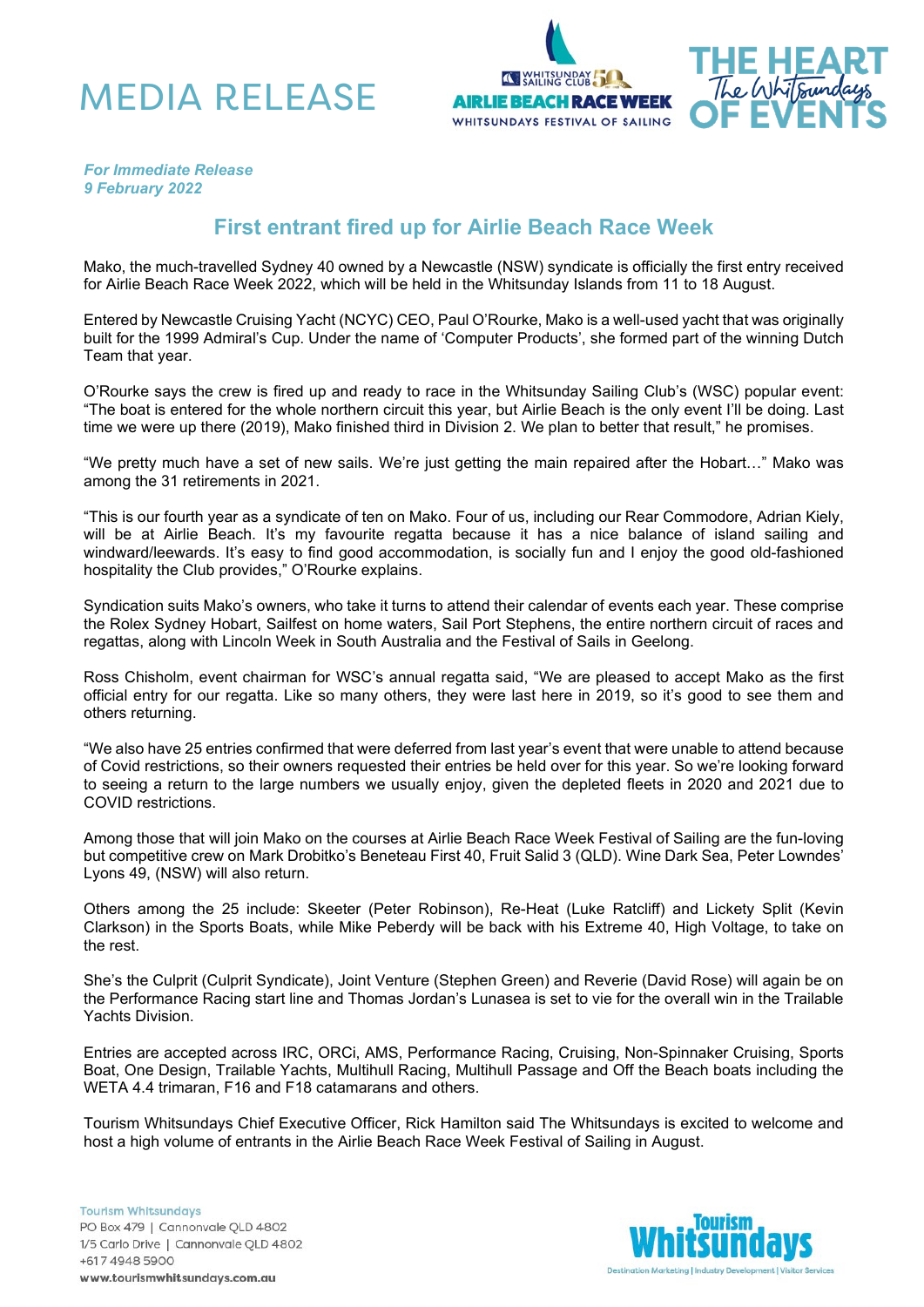# MEDIA RELEASE

*For Immediate Release*
*9 February 2022*

## First entrant fired up for Airlie Beach Race Week

Mako, the much-travelled Sydney 40 owned by a Newcastle (NSW) syndicate is officially the first entry received for Airlie Beach Race Week 2022, which will be held in the Whitsunday Islands from 11 to 18 August.

Entered by Newcastle Cruising Yacht (NCYC) CEO, Paul O'Rourke, Mako is a well-used yacht that was originally built for the 1999 Admiral's Cup. Under the name of 'Computer Products', she formed part of the winning Dutch Team that year.

O'Rourke says the crew is fired up and ready to race in the Whitsunday Sailing Club's (WSC) popular event: "The boat is entered for the whole northern circuit this year, but Airlie Beach is the only event I'll be doing. Last time we were up there (2019), Mako finished third in Division 2. We plan to better that result," he promises.

"We pretty much have a set of new sails. We're just getting the main repaired after the Hobart…" Mako was among the 31 retirements in 2021.

"This is our fourth year as a syndicate of ten on Mako. Four of us, including our Rear Commodore, Adrian Kiely, will be at Airlie Beach. It's my favourite regatta because it has a nice balance of island sailing and windward/leewards. It's easy to find good accommodation, is socially fun and I enjoy the good old-fashioned hospitality the Club provides," O'Rourke explains.

Syndication suits Mako's owners, who take it turns to attend their calendar of events each year. These comprise the Rolex Sydney Hobart, Sailfest on home waters, Sail Port Stephens, the entire northern circuit of races and regattas, along with Lincoln Week in South Australia and the Festival of Sails in Geelong.

Ross Chisholm, event chairman for WSC's annual regatta said, "We are pleased to accept Mako as the first official entry for our regatta. Like so many others, they were last here in 2019, so it's good to see them and others returning.

"We also have 25 entries confirmed that were deferred from last year's event that were unable to attend because of Covid restrictions, so their owners requested their entries be held over for this year. So we're looking forward to seeing a return to the large numbers we usually enjoy, given the depleted fleets in 2020 and 2021 due to COVID restrictions.

Among those that will join Mako on the courses at Airlie Beach Race Week Festival of Sailing are the fun-loving but competitive crew on Mark Drobitko's Beneteau First 40, Fruit Salid 3 (QLD). Wine Dark Sea, Peter Lowndes' Lyons 49, (NSW) will also return.

Others among the 25 include: Skeeter (Peter Robinson), Re-Heat (Luke Ratcliff) and Lickety Split (Kevin Clarkson) in the Sports Boats, while Mike Peberdy will be back with his Extreme 40, High Voltage, to take on the rest.

She's the Culprit (Culprit Syndicate), Joint Venture (Stephen Green) and Reverie (David Rose) will again be on the Performance Racing start line and Thomas Jordan's Lunasea is set to vie for the overall win in the Trailable Yachts Division.

Entries are accepted across IRC, ORCi, AMS, Performance Racing, Cruising, Non-Spinnaker Cruising, Sports Boat, One Design, Trailable Yachts, Multihull Racing, Multihull Passage and Off the Beach boats including the WETA 4.4 trimaran, F16 and F18 catamarans and others.

Tourism Whitsundays Chief Executive Officer, Rick Hamilton said The Whitsundays is excited to welcome and host a high volume of entrants in the Airlie Beach Race Week Festival of Sailing in August.

Tourism Whitsundays
PO Box 479 | Cannonvale QLD 4802
1/5 Carlo Drive | Cannonvale QLD 4802
+617 4948 5900
**www.tourismwhitsundays.com.au**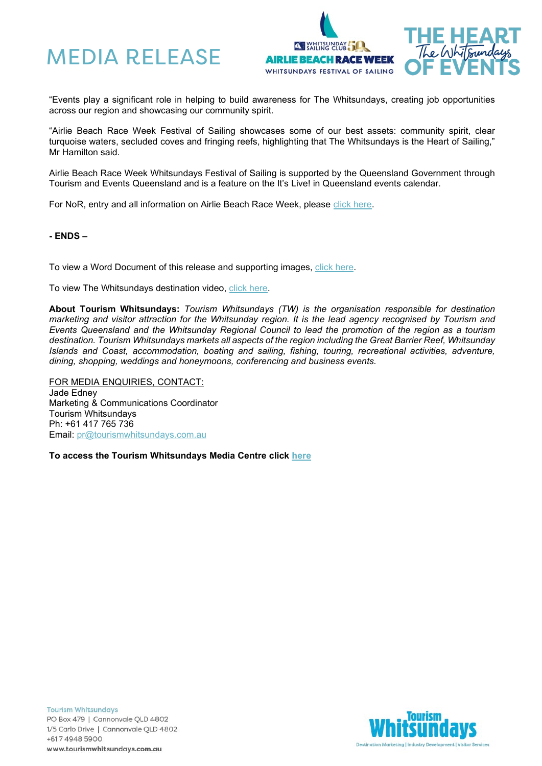# MEDIA RELEASE

"Events play a significant role in helping to build awareness for The Whitsundays, creating job opportunities across our region and showcasing our community spirit.

"Airlie Beach Race Week Festival of Sailing showcases some of our best assets: community spirit, clear turquoise waters, secluded coves and fringing reefs, highlighting that The Whitsundays is the Heart of Sailing," Mr Hamilton said.

Airlie Beach Race Week Whitsundays Festival of Sailing is supported by the Queensland Government through Tourism and Events Queensland and is a feature on the It's Live! in Queensland events calendar.

For NoR, entry and all information on Airlie Beach Race Week, please click here.

**- ENDS –**

To view a Word Document of this release and supporting images, click here.

To view The Whitsundays destination video, click here.

**About Tourism Whitsundays:** *Tourism Whitsundays (TW) is the organisation responsible for destination marketing and visitor attraction for the Whitsunday region. It is the lead agency recognised by Tourism and Events Queensland and the Whitsunday Regional Council to lead the promotion of the region as a tourism destination. Tourism Whitsundays markets all aspects of the region including the Great Barrier Reef, Whitsunday Islands and Coast, accommodation, boating and sailing, fishing, touring, recreational activities, adventure, dining, shopping, weddings and honeymoons, conferencing and business events.*

FOR MEDIA ENQUIRIES, CONTACT:
Jade Edney
Marketing & Communications Coordinator
Tourism Whitsundays
Ph: +61 417 765 736
Email: pr@tourismwhitsundays.com.au

**To access the Tourism Whitsundays Media Centre click here**

Tourism Whitsundays
PO Box 479 | Cannonvale QLD 4802
1/5 Carlo Drive | Cannonvale QLD 4802
+617 4948 5900
www.tourismwhitsundays.com.au